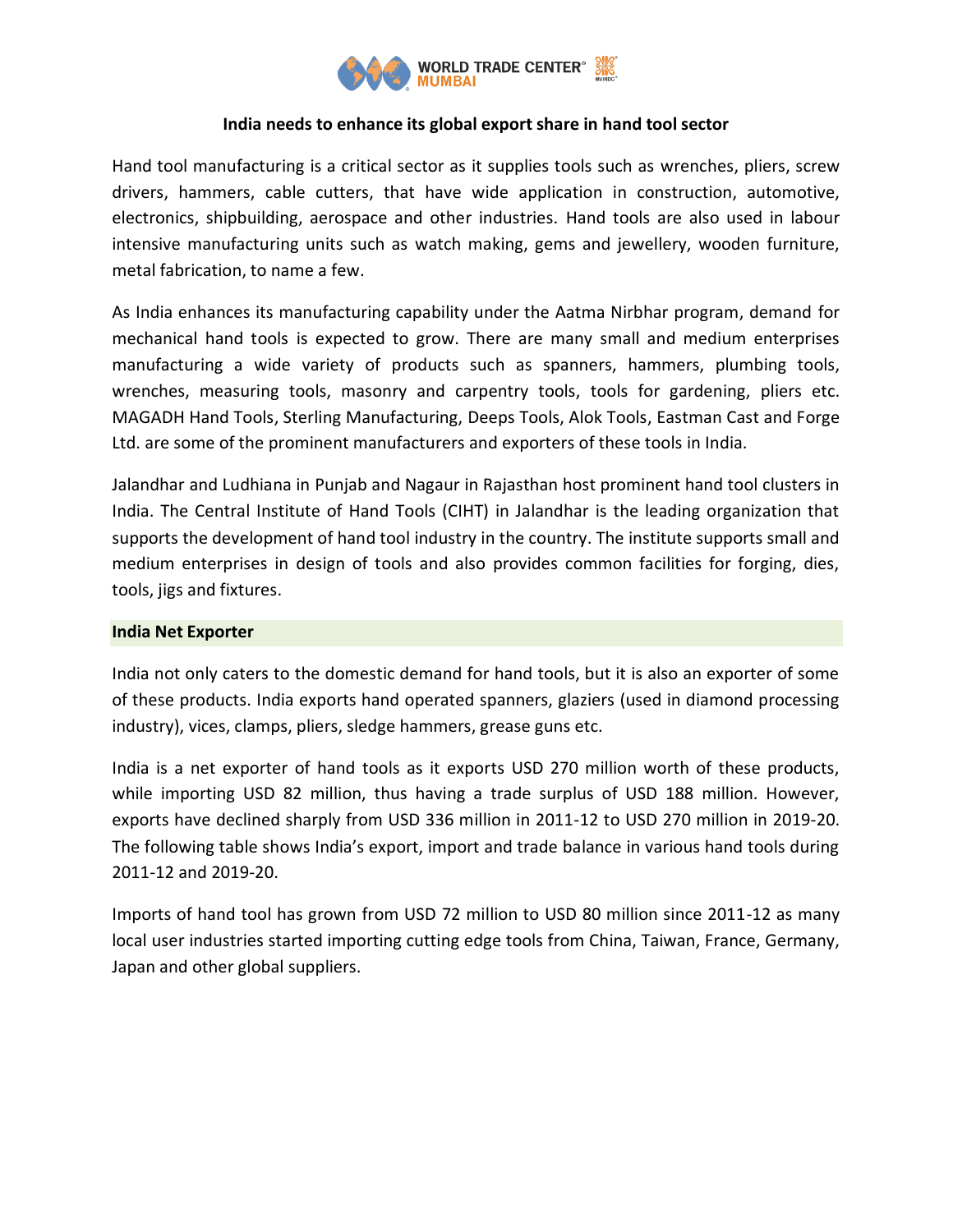# India needs to enhance its global export share in hand tool sector

Hand tool manufacturing is a critical sector as it supplies tools such as wrenches, pliers, screw drivers, hammers, cable cutters, that have wide application in construction, automotive, electronics, shipbuilding, aerospace and other industries. Hand tools are also used in labour intensive manufacturing units such as watch making, gems and jewellery, wooden furniture, metal fabrication, to name a few.

As India enhances its manufacturing capability under the Aatma Nirbhar program, demand for mechanical hand tools is expected to grow. There are many small and medium enterprises manufacturing a wide variety of products such as spanners, hammers, plumbing tools, wrenches, measuring tools, masonry and carpentry tools, tools for gardening, pliers etc. MAGADH Hand Tools, Sterling Manufacturing, Deeps Tools, Alok Tools, Eastman Cast and Forge Ltd. are some of the prominent manufacturers and exporters of these tools in India.

Jalandhar and Ludhiana in Punjab and Nagaur in Rajasthan host prominent hand tool clusters in India. The Central Institute of Hand Tools (CIHT) in Jalandhar is the leading organization that supports the development of hand tool industry in the country. The institute supports small and medium enterprises in design of tools and also provides common facilities for forging, dies, tools, jigs and fixtures.

## India Net Exporter

India not only caters to the domestic demand for hand tools, but it is also an exporter of some of these products. India exports hand operated spanners, glaziers (used in diamond processing industry), vices, clamps, pliers, sledge hammers, grease guns etc.

India is a net exporter of hand tools as it exports USD 270 million worth of these products, while importing USD 82 million, thus having a trade surplus of USD 188 million. However, exports have declined sharply from USD 336 million in 2011-12 to USD 270 million in 2019-20. The following table shows India's export, import and trade balance in various hand tools during 2011-12 and 2019-20.

Imports of hand tool has grown from USD 72 million to USD 80 million since 2011-12 as many local user industries started importing cutting edge tools from China, Taiwan, France, Germany, Japan and other global suppliers.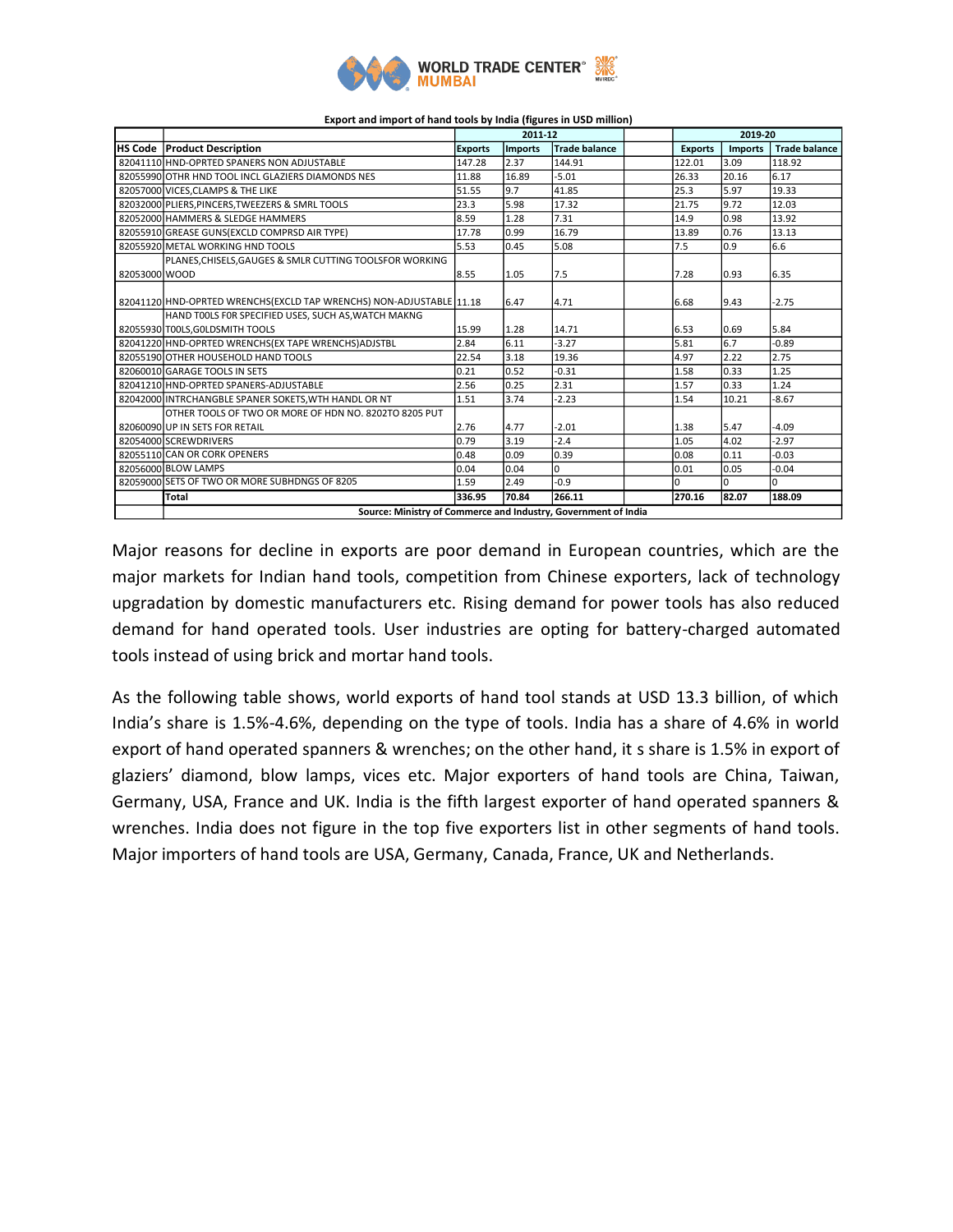**Export and import of hand tools by India (figures in USD million)**

| HS Code | Product Description | 2011-12 | | | | 2019-20 | | |
|---|---|---|---|---|---|---|---|---|
| | | Exports | Imports | Trade balance | | Exports | Imports | Trade balance |
| 82041110 | HND-OPRTED SPANERS NON ADJUSTABLE | 147.28 | 2.37 | 144.91 | | 122.01 | 3.09 | 118.92 |
| 82055990 | OTHR HND TOOL INCL GLAZIERS DIAMONDS NES | 11.88 | 16.89 | -5.01 | | 26.33 | 20.16 | 6.17 |
| 82057000 | VICES,CLAMPS & THE LIKE | 51.55 | 9.7 | 41.85 | | 25.3 | 5.97 | 19.33 |
| 82032000 | PLIERS,PINCERS,TWEEZERS & SMRL TOOLS | 23.3 | 5.98 | 17.32 | | 21.75 | 9.72 | 12.03 |
| 82052000 | HAMMERS & SLEDGE HAMMERS | 8.59 | 1.28 | 7.31 | | 14.9 | 0.98 | 13.92 |
| 82055910 | GREASE GUNS(EXCLD COMPRSD AIR TYPE) | 17.78 | 0.99 | 16.79 | | 13.89 | 0.76 | 13.13 |
| 82055920 | METAL WORKING HND TOOLS | 5.53 | 0.45 | 5.08 | | 7.5 | 0.9 | 6.6 |
| 82053000 | PLANES,CHISELS,GAUGES & SMLR CUTTING TOOLSFOR WORKING WOOD | 8.55 | 1.05 | 7.5 | | 7.28 | 0.93 | 6.35 |
| 82041120 | HND-OPRTED WRENCHS(EXCLD TAP WRENCHS) NON-ADJUSTABLE | 11.18 | 6.47 | 4.71 | | 6.68 | 9.43 | -2.75 |
| 82055930 | HAND TOOLS FOR SPECIFIED USES, SUCH AS,WATCH MAKNG TOOLS,GOLDSMITH TOOLS | 15.99 | 1.28 | 14.71 | | 6.53 | 0.69 | 5.84 |
| 82041220 | HND-OPRTED WRENCHS(EX TAPE WRENCHS)ADJSTBL | 2.84 | 6.11 | -3.27 | | 5.81 | 6.7 | -0.89 |
| 82055190 | OTHER HOUSEHOLD HAND TOOLS | 22.54 | 3.18 | 19.36 | | 4.97 | 2.22 | 2.75 |
| 82060010 | GARAGE TOOLS IN SETS | 0.21 | 0.52 | -0.31 | | 1.58 | 0.33 | 1.25 |
| 82041210 | HND-OPRTED SPANERS-ADJUSTABLE | 2.56 | 0.25 | 2.31 | | 1.57 | 0.33 | 1.24 |
| 82042000 | INTRCHANGBLE SPANER SOKETS,WTH HANDL OR NT | 1.51 | 3.74 | -2.23 | | 1.54 | 10.21 | -8.67 |
| 82060090 | OTHER TOOLS OF TWO OR MORE OF HDN NO. 8202TO 8205 PUT UP IN SETS FOR RETAIL | 2.76 | 4.77 | -2.01 | | 1.38 | 5.47 | -4.09 |
| 82054000 | SCREWDRIVERS | 0.79 | 3.19 | -2.4 | | 1.05 | 4.02 | -2.97 |
| 82055110 | CAN OR CORK OPENERS | 0.48 | 0.09 | 0.39 | | 0.08 | 0.11 | -0.03 |
| 82056000 | BLOW LAMPS | 0.04 | 0.04 | 0 | | 0.01 | 0.05 | -0.04 |
| 82059000 | SETS OF TWO OR MORE SUBHDNGS OF 8205 | 1.59 | 2.49 | -0.9 | | 0 | 0 | 0 |
| | **Total** | **336.95** | **70.84** | **266.11** | | **270.16** | **82.07** | **188.09** |

**Source: Ministry of Commerce and Industry, Government of India**

Major reasons for decline in exports are poor demand in European countries, which are the major markets for Indian hand tools, competition from Chinese exporters, lack of technology upgradation by domestic manufacturers etc. Rising demand for power tools has also reduced demand for hand operated tools. User industries are opting for battery-charged automated tools instead of using brick and mortar hand tools.

As the following table shows, world exports of hand tool stands at USD 13.3 billion, of which India's share is 1.5%-4.6%, depending on the type of tools. India has a share of 4.6% in world export of hand operated spanners & wrenches; on the other hand, it s share is 1.5% in export of glaziers' diamond, blow lamps, vices etc. Major exporters of hand tools are China, Taiwan, Germany, USA, France and UK. India is the fifth largest exporter of hand operated spanners & wrenches. India does not figure in the top five exporters list in other segments of hand tools. Major importers of hand tools are USA, Germany, Canada, France, UK and Netherlands.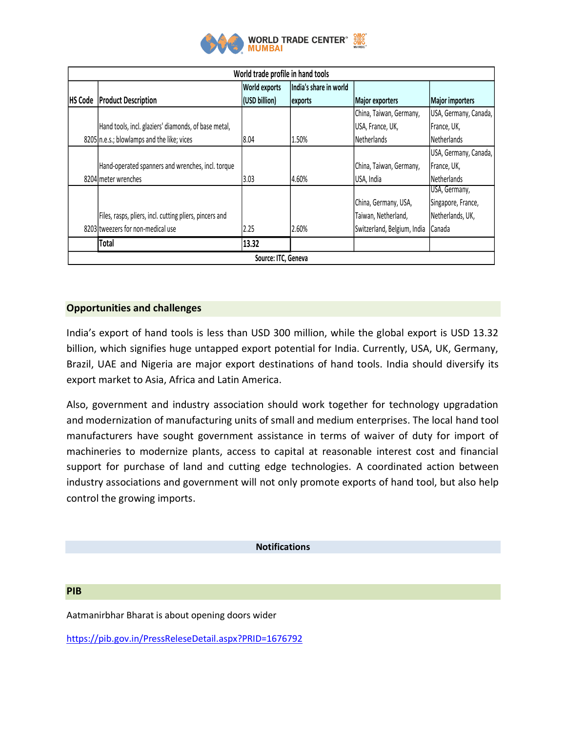| World trade profile in hand tools | | | | | |
|---|---|---|---|---|---|
| HS Code | Product Description | World exports (USD billion) | India's share in world exports | Major exporters | Major importers |
| 8205 | Hand tools, incl. glaziers' diamonds, of base metal, n.e.s.; blowlamps and the like; vices | 8.04 | 1.50% | China, Taiwan, Germany, USA, France, UK, Netherlands | USA, Germany, Canada, France, UK, Netherlands |
| 8204 | Hand-operated spanners and wrenches, incl. torque meter wrenches | 3.03 | 4.60% | China, Taiwan, Germany, USA, India | USA, Germany, Canada, France, UK, Netherlands |
| 8203 | Files, rasps, pliers, incl. cutting pliers, pincers and tweezers for non-medical use | 2.25 | 2.60% | China, Germany, USA, Taiwan, Netherland, Switzerland, Belgium, India | USA, Germany, Singapore, France, Netherlands, UK, Canada |
| | **Total** | **13.32** | | | |
| Source: ITC, Geneva | | | | | |

## Opportunities and challenges

India's export of hand tools is less than USD 300 million, while the global export is USD 13.32 billion, which signifies huge untapped export potential for India. Currently, USA, UK, Germany, Brazil, UAE and Nigeria are major export destinations of hand tools. India should diversify its export market to Asia, Africa and Latin America.

Also, government and industry association should work together for technology upgradation and modernization of manufacturing units of small and medium enterprises. The local hand tool manufacturers have sought government assistance in terms of waiver of duty for import of machineries to modernize plants, access to capital at reasonable interest cost and financial support for purchase of land and cutting edge technologies. A coordinated action between industry associations and government will not only promote exports of hand tool, but also help control the growing imports.

## Notifications

## PIB

Aatmanirbhar Bharat is about opening doors wider

https://pib.gov.in/PressReleseDetail.aspx?PRID=1676792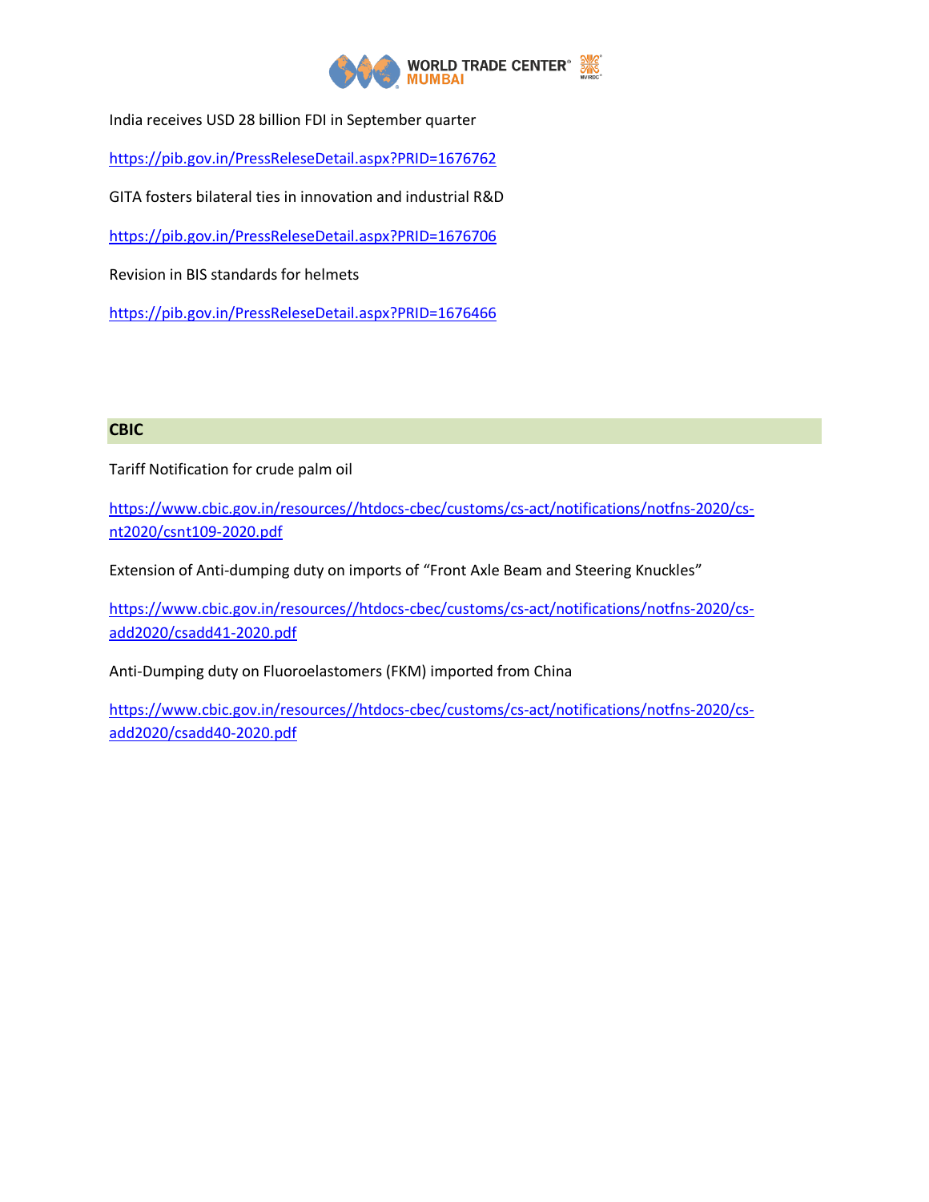India receives USD 28 billion FDI in September quarter

https://pib.gov.in/PressReleseDetail.aspx?PRID=1676762

GITA fosters bilateral ties in innovation and industrial R&D

https://pib.gov.in/PressReleseDetail.aspx?PRID=1676706

Revision in BIS standards for helmets

https://pib.gov.in/PressReleseDetail.aspx?PRID=1676466

## CBIC

Tariff Notification for crude palm oil

https://www.cbic.gov.in/resources//htdocs-cbec/customs/cs-act/notifications/notfns-2020/cs-nt2020/csnt109-2020.pdf

Extension of Anti-dumping duty on imports of "Front Axle Beam and Steering Knuckles"

https://www.cbic.gov.in/resources//htdocs-cbec/customs/cs-act/notifications/notfns-2020/cs-add2020/csadd41-2020.pdf

Anti-Dumping duty on Fluoroelastomers (FKM) imported from China

https://www.cbic.gov.in/resources//htdocs-cbec/customs/cs-act/notifications/notfns-2020/cs-add2020/csadd40-2020.pdf